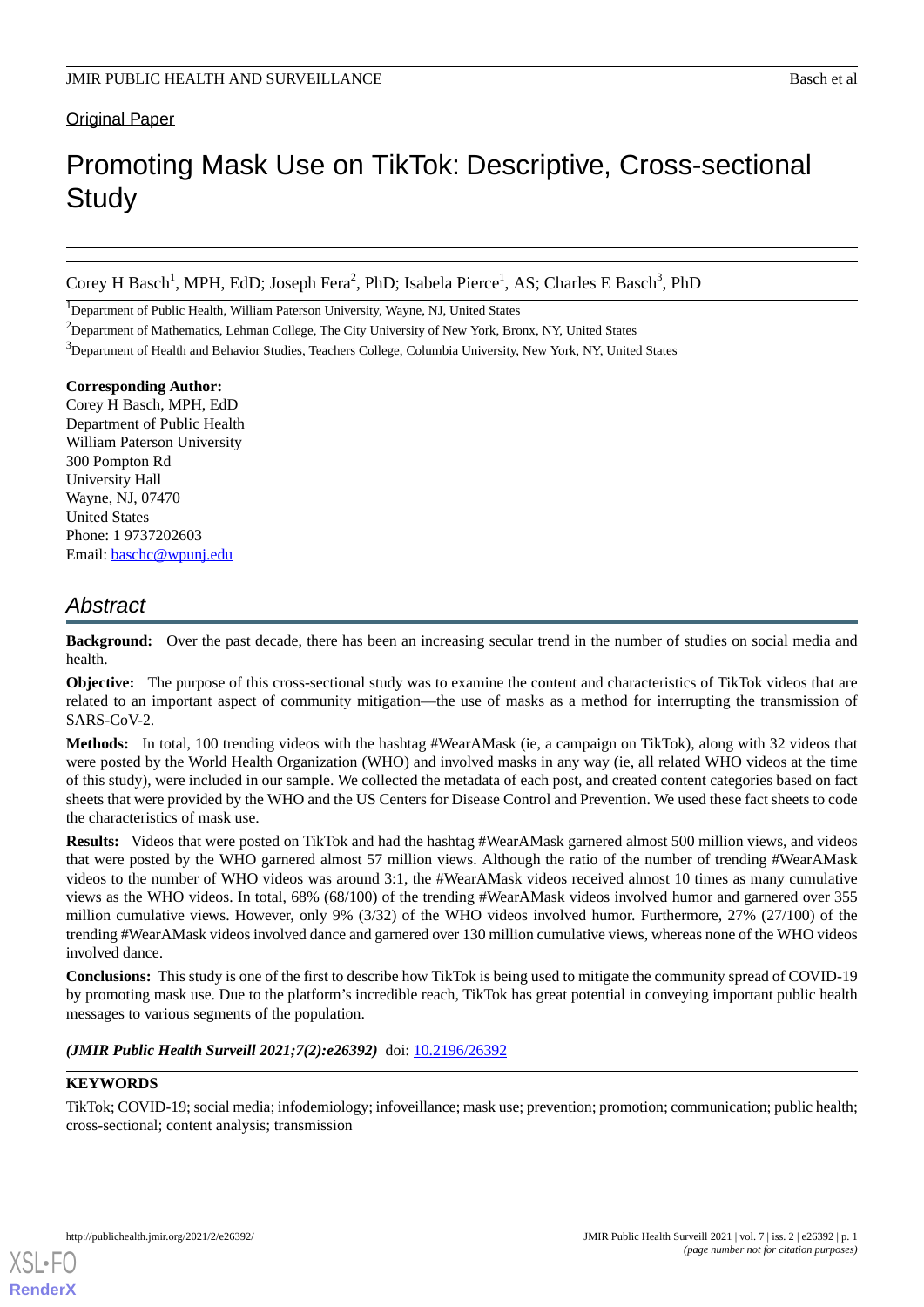Original Paper

# Promoting Mask Use on TikTok: Descriptive, Cross-sectional Study

Corey H Basch[1], MPH, EdD; Joseph Fera[2], PhD; Isabela Pierce[1], AS; Charles E Basch[3], PhD

[1]Department of Public Health, William Paterson University, Wayne, NJ, United States

[2]Department of Mathematics, Lehman College, The City University of New York, Bronx, NY, United States

[3]Department of Health and Behavior Studies, Teachers College, Columbia University, New York, NY, United States

**Corresponding Author:**
Corey H Basch, MPH, EdD
Department of Public Health
William Paterson University
300 Pompton Rd
University Hall
Wayne, NJ, 07470
United States
Phone: 1 9737202603
Email: baschc@wpunj.edu

## Abstract

**Background:** Over the past decade, there has been an increasing secular trend in the number of studies on social media and health.

**Objective:** The purpose of this cross-sectional study was to examine the content and characteristics of TikTok videos that are related to an important aspect of community mitigation—the use of masks as a method for interrupting the transmission of SARS-CoV-2.

**Methods:** In total, 100 trending videos with the hashtag #WearAMask (ie, a campaign on TikTok), along with 32 videos that were posted by the World Health Organization (WHO) and involved masks in any way (ie, all related WHO videos at the time of this study), were included in our sample. We collected the metadata of each post, and created content categories based on fact sheets that were provided by the WHO and the US Centers for Disease Control and Prevention. We used these fact sheets to code the characteristics of mask use.

**Results:** Videos that were posted on TikTok and had the hashtag #WearAMask garnered almost 500 million views, and videos that were posted by the WHO garnered almost 57 million views. Although the ratio of the number of trending #WearAMask videos to the number of WHO videos was around 3:1, the #WearAMask videos received almost 10 times as many cumulative views as the WHO videos. In total, 68% (68/100) of the trending #WearAMask videos involved humor and garnered over 355 million cumulative views. However, only 9% (3/32) of the WHO videos involved humor. Furthermore, 27% (27/100) of the trending #WearAMask videos involved dance and garnered over 130 million cumulative views, whereas none of the WHO videos involved dance.

**Conclusions:** This study is one of the first to describe how TikTok is being used to mitigate the community spread of COVID-19 by promoting mask use. Due to the platform's incredible reach, TikTok has great potential in conveying important public health messages to various segments of the population.

***(JMIR Public Health Surveill 2021;7(2):e26392)*** doi: 10.2196/26392

**KEYWORDS**

TikTok; COVID-19; social media; infodemiology; infoveillance; mask use; prevention; promotion; communication; public health; cross-sectional; content analysis; transmission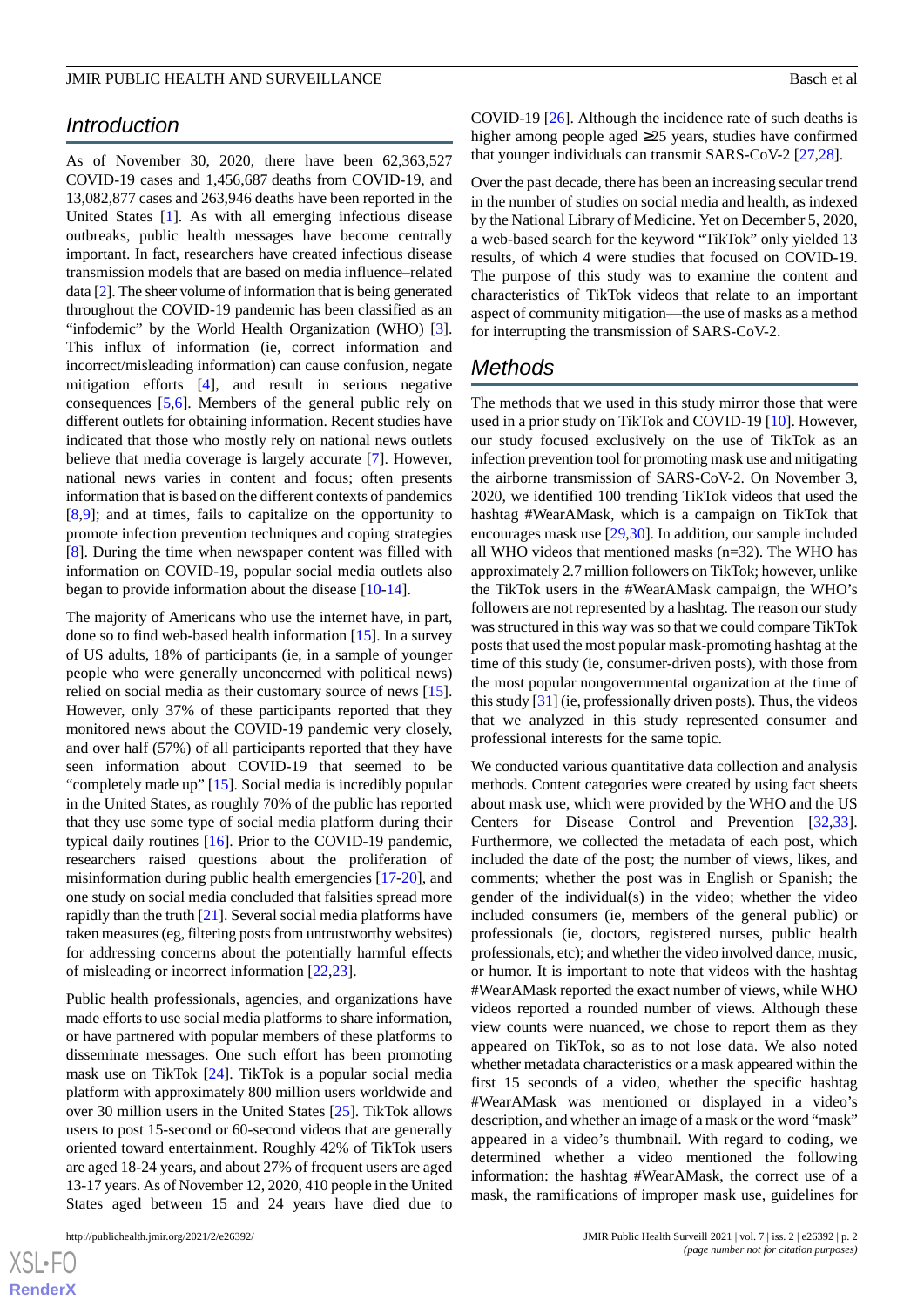## Introduction

As of November 30, 2020, there have been 62,363,527 COVID-19 cases and 1,456,687 deaths from COVID-19, and 13,082,877 cases and 263,946 deaths have been reported in the United States [1]. As with all emerging infectious disease outbreaks, public health messages have become centrally important. In fact, researchers have created infectious disease transmission models that are based on media influence–related data [2]. The sheer volume of information that is being generated throughout the COVID-19 pandemic has been classified as an "infodemic" by the World Health Organization (WHO) [3]. This influx of information (ie, correct information and incorrect/misleading information) can cause confusion, negate mitigation efforts [4], and result in serious negative consequences [5,6]. Members of the general public rely on different outlets for obtaining information. Recent studies have indicated that those who mostly rely on national news outlets believe that media coverage is largely accurate [7]. However, national news varies in content and focus; often presents information that is based on the different contexts of pandemics [8,9]; and at times, fails to capitalize on the opportunity to promote infection prevention techniques and coping strategies [8]. During the time when newspaper content was filled with information on COVID-19, popular social media outlets also began to provide information about the disease [10-14].

The majority of Americans who use the internet have, in part, done so to find web-based health information [15]. In a survey of US adults, 18% of participants (ie, in a sample of younger people who were generally unconcerned with political news) relied on social media as their customary source of news [15]. However, only 37% of these participants reported that they monitored news about the COVID-19 pandemic very closely, and over half (57%) of all participants reported that they have seen information about COVID-19 that seemed to be "completely made up" [15]. Social media is incredibly popular in the United States, as roughly 70% of the public has reported that they use some type of social media platform during their typical daily routines [16]. Prior to the COVID-19 pandemic, researchers raised questions about the proliferation of misinformation during public health emergencies [17-20], and one study on social media concluded that falsities spread more rapidly than the truth [21]. Several social media platforms have taken measures (eg, filtering posts from untrustworthy websites) for addressing concerns about the potentially harmful effects of misleading or incorrect information [22,23].

Public health professionals, agencies, and organizations have made efforts to use social media platforms to share information, or have partnered with popular members of these platforms to disseminate messages. One such effort has been promoting mask use on TikTok [24]. TikTok is a popular social media platform with approximately 800 million users worldwide and over 30 million users in the United States [25]. TikTok allows users to post 15-second or 60-second videos that are generally oriented toward entertainment. Roughly 42% of TikTok users are aged 18-24 years, and about 27% of frequent users are aged 13-17 years. As of November 12, 2020, 410 people in the United States aged between 15 and 24 years have died due to COVID-19 [26]. Although the incidence rate of such deaths is higher among people aged ≥25 years, studies have confirmed that younger individuals can transmit SARS-CoV-2 [27,28].

Over the past decade, there has been an increasing secular trend in the number of studies on social media and health, as indexed by the National Library of Medicine. Yet on December 5, 2020, a web-based search for the keyword "TikTok" only yielded 13 results, of which 4 were studies that focused on COVID-19. The purpose of this study was to examine the content and characteristics of TikTok videos that relate to an important aspect of community mitigation—the use of masks as a method for interrupting the transmission of SARS-CoV-2.

## Methods

The methods that we used in this study mirror those that were used in a prior study on TikTok and COVID-19 [10]. However, our study focused exclusively on the use of TikTok as an infection prevention tool for promoting mask use and mitigating the airborne transmission of SARS-CoV-2. On November 3, 2020, we identified 100 trending TikTok videos that used the hashtag #WearAMask, which is a campaign on TikTok that encourages mask use [29,30]. In addition, our sample included all WHO videos that mentioned masks (n=32). The WHO has approximately 2.7 million followers on TikTok; however, unlike the TikTok users in the #WearAMask campaign, the WHO's followers are not represented by a hashtag. The reason our study was structured in this way was so that we could compare TikTok posts that used the most popular mask-promoting hashtag at the time of this study (ie, consumer-driven posts), with those from the most popular nongovernmental organization at the time of this study [31] (ie, professionally driven posts). Thus, the videos that we analyzed in this study represented consumer and professional interests for the same topic.

We conducted various quantitative data collection and analysis methods. Content categories were created by using fact sheets about mask use, which were provided by the WHO and the US Centers for Disease Control and Prevention [32,33]. Furthermore, we collected the metadata of each post, which included the date of the post; the number of views, likes, and comments; whether the post was in English or Spanish; the gender of the individual(s) in the video; whether the video included consumers (ie, members of the general public) or professionals (ie, doctors, registered nurses, public health professionals, etc); and whether the video involved dance, music, or humor. It is important to note that videos with the hashtag #WearAMask reported the exact number of views, while WHO videos reported a rounded number of views. Although these view counts were nuanced, we chose to report them as they appeared on TikTok, so as to not lose data. We also noted whether metadata characteristics or a mask appeared within the first 15 seconds of a video, whether the specific hashtag #WearAMask was mentioned or displayed in a video's description, and whether an image of a mask or the word "mask" appeared in a video's thumbnail. With regard to coding, we determined whether a video mentioned the following information: the hashtag #WearAMask, the correct use of a mask, the ramifications of improper mask use, guidelines for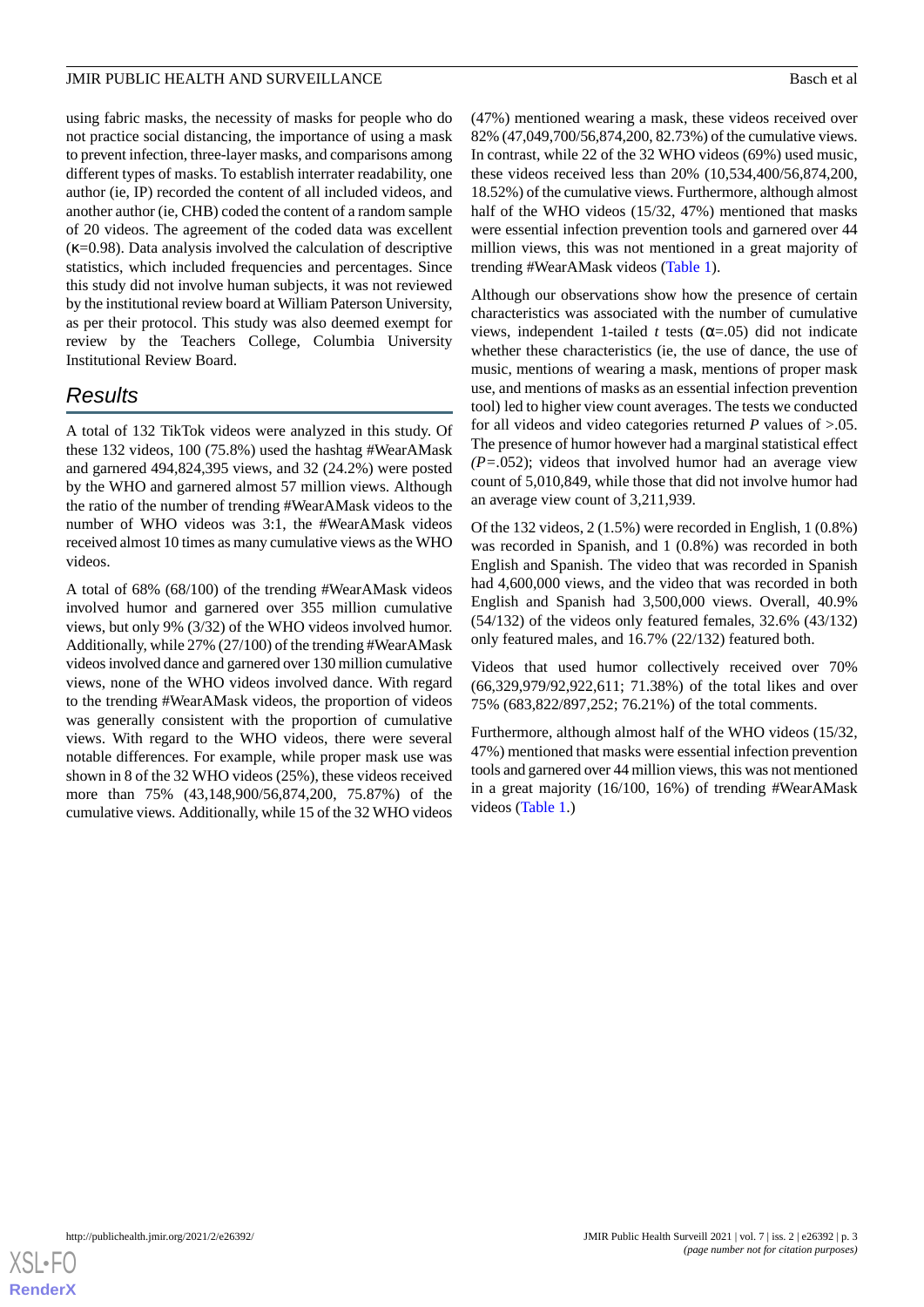using fabric masks, the necessity of masks for people who do not practice social distancing, the importance of using a mask to prevent infection, three-layer masks, and comparisons among different types of masks. To establish interrater readability, one author (ie, IP) recorded the content of all included videos, and another author (ie, CHB) coded the content of a random sample of 20 videos. The agreement of the coded data was excellent (κ=0.98). Data analysis involved the calculation of descriptive statistics, which included frequencies and percentages. Since this study did not involve human subjects, it was not reviewed by the institutional review board at William Paterson University, as per their protocol. This study was also deemed exempt for review by the Teachers College, Columbia University Institutional Review Board.

## Results

A total of 132 TikTok videos were analyzed in this study. Of these 132 videos, 100 (75.8%) used the hashtag #WearAMask and garnered 494,824,395 views, and 32 (24.2%) were posted by the WHO and garnered almost 57 million views. Although the ratio of the number of trending #WearAMask videos to the number of WHO videos was 3:1, the #WearAMask videos received almost 10 times as many cumulative views as the WHO videos.

A total of 68% (68/100) of the trending #WearAMask videos involved humor and garnered over 355 million cumulative views, but only 9% (3/32) of the WHO videos involved humor. Additionally, while 27% (27/100) of the trending #WearAMask videos involved dance and garnered over 130 million cumulative views, none of the WHO videos involved dance. With regard to the trending #WearAMask videos, the proportion of videos was generally consistent with the proportion of cumulative views. With regard to the WHO videos, there were several notable differences. For example, while proper mask use was shown in 8 of the 32 WHO videos (25%), these videos received more than 75% (43,148,900/56,874,200, 75.87%) of the cumulative views. Additionally, while 15 of the 32 WHO videos (47%) mentioned wearing a mask, these videos received over 82% (47,049,700/56,874,200, 82.73%) of the cumulative views. In contrast, while 22 of the 32 WHO videos (69%) used music, these videos received less than 20% (10,534,400/56,874,200, 18.52%) of the cumulative views. Furthermore, although almost half of the WHO videos (15/32, 47%) mentioned that masks were essential infection prevention tools and garnered over 44 million views, this was not mentioned in a great majority of trending #WearAMask videos (Table 1).

Although our observations show how the presence of certain characteristics was associated with the number of cumulative views, independent 1-tailed *t* tests (α=.05) did not indicate whether these characteristics (ie, the use of dance, the use of music, mentions of wearing a mask, mentions of proper mask use, and mentions of masks as an essential infection prevention tool) led to higher view count averages. The tests we conducted for all videos and video categories returned *P* values of >.05. The presence of humor however had a marginal statistical effect (*P*=.052); videos that involved humor had an average view count of 5,010,849, while those that did not involve humor had an average view count of 3,211,939.

Of the 132 videos, 2 (1.5%) were recorded in English, 1 (0.8%) was recorded in Spanish, and 1 (0.8%) was recorded in both English and Spanish. The video that was recorded in Spanish had 4,600,000 views, and the video that was recorded in both English and Spanish had 3,500,000 views. Overall, 40.9% (54/132) of the videos only featured females, 32.6% (43/132) only featured males, and 16.7% (22/132) featured both.

Videos that used humor collectively received over 70% (66,329,979/92,922,611; 71.38%) of the total likes and over 75% (683,822/897,252; 76.21%) of the total comments.

Furthermore, although almost half of the WHO videos (15/32, 47%) mentioned that masks were essential infection prevention tools and garnered over 44 million views, this was not mentioned in a great majority (16/100, 16%) of trending #WearAMask videos (Table 1.)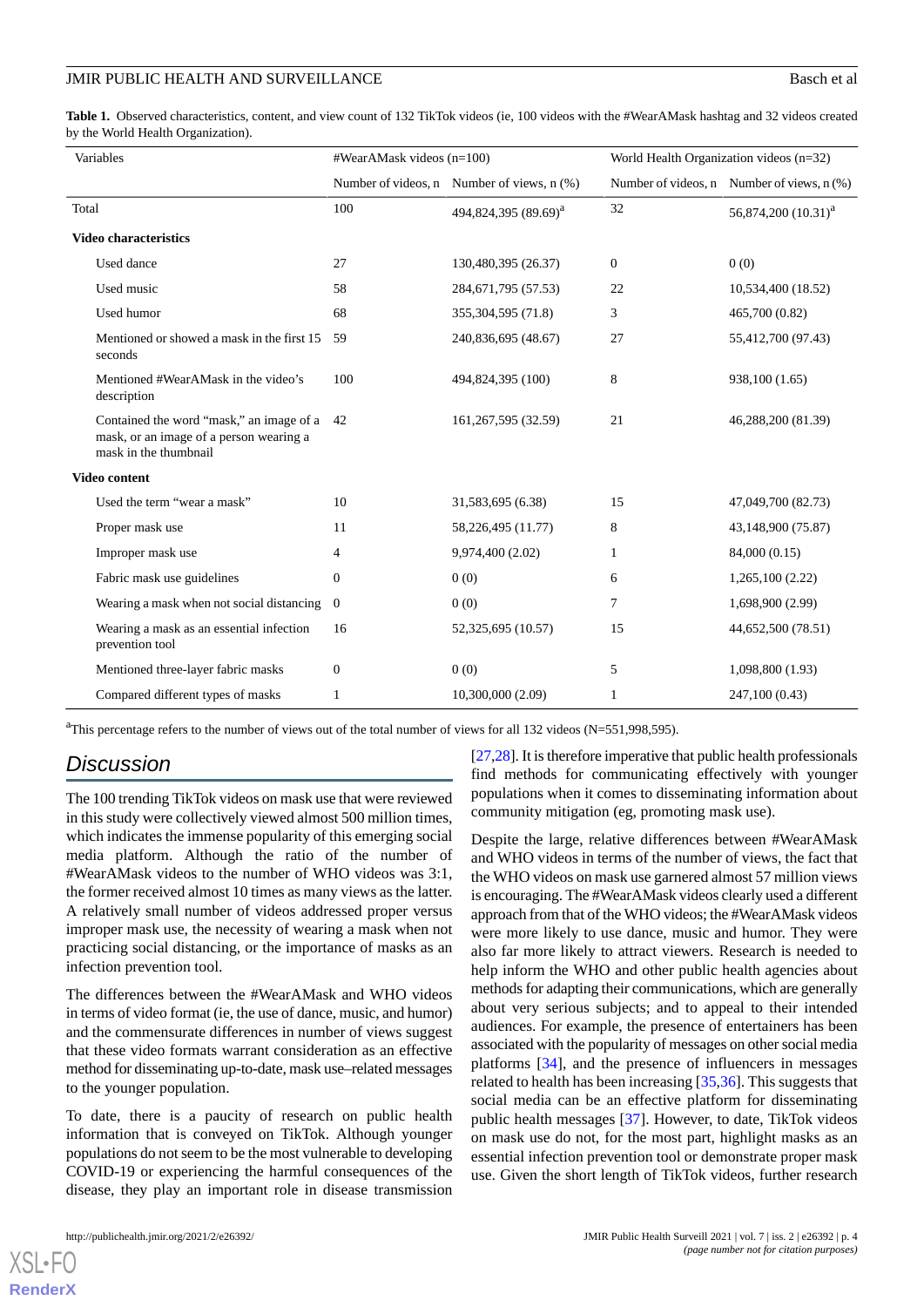**Table 1.** Observed characteristics, content, and view count of 132 TikTok videos (ie, 100 videos with the #WearAMask hashtag and 32 videos created by the World Health Organization).

| Variables | #WearAMask videos (n=100) | | World Health Organization videos (n=32) | |
|---|---|---|---|---|
| | Number of videos, n | Number of views, n (%) | Number of videos, n | Number of views, n (%) |
| Total | 100 | 494,824,395 (89.69)[a] | 32 | 56,874,200 (10.31)[a] |
| **Video characteristics** | | | | |
| Used dance | 27 | 130,480,395 (26.37) | 0 | 0 (0) |
| Used music | 58 | 284,671,795 (57.53) | 22 | 10,534,400 (18.52) |
| Used humor | 68 | 355,304,595 (71.8) | 3 | 465,700 (0.82) |
| Mentioned or showed a mask in the first 15 seconds | 59 | 240,836,695 (48.67) | 27 | 55,412,700 (97.43) |
| Mentioned #WearAMask in the video's description | 100 | 494,824,395 (100) | 8 | 938,100 (1.65) |
| Contained the word "mask," an image of a mask, or an image of a person wearing a mask in the thumbnail | 42 | 161,267,595 (32.59) | 21 | 46,288,200 (81.39) |
| **Video content** | | | | |
| Used the term "wear a mask" | 10 | 31,583,695 (6.38) | 15 | 47,049,700 (82.73) |
| Proper mask use | 11 | 58,226,495 (11.77) | 8 | 43,148,900 (75.87) |
| Improper mask use | 4 | 9,974,400 (2.02) | 1 | 84,000 (0.15) |
| Fabric mask use guidelines | 0 | 0 (0) | 6 | 1,265,100 (2.22) |
| Wearing a mask when not social distancing | 0 | 0 (0) | 7 | 1,698,900 (2.99) |
| Wearing a mask as an essential infection prevention tool | 16 | 52,325,695 (10.57) | 15 | 44,652,500 (78.51) |
| Mentioned three-layer fabric masks | 0 | 0 (0) | 5 | 1,098,800 (1.93) |
| Compared different types of masks | 1 | 10,300,000 (2.09) | 1 | 247,100 (0.43) |

[a]This percentage refers to the number of views out of the total number of views for all 132 videos (N=551,998,595).

## Discussion

The 100 trending TikTok videos on mask use that were reviewed in this study were collectively viewed almost 500 million times, which indicates the immense popularity of this emerging social media platform. Although the ratio of the number of #WearAMask videos to the number of WHO videos was 3:1, the former received almost 10 times as many views as the latter. A relatively small number of videos addressed proper versus improper mask use, the necessity of wearing a mask when not practicing social distancing, or the importance of masks as an infection prevention tool.

The differences between the #WearAMask and WHO videos in terms of video format (ie, the use of dance, music, and humor) and the commensurate differences in number of views suggest that these video formats warrant consideration as an effective method for disseminating up-to-date, mask use–related messages to the younger population.

To date, there is a paucity of research on public health information that is conveyed on TikTok. Although younger populations do not seem to be the most vulnerable to developing COVID-19 or experiencing the harmful consequences of the disease, they play an important role in disease transmission [27,28]. It is therefore imperative that public health professionals find methods for communicating effectively with younger populations when it comes to disseminating information about community mitigation (eg, promoting mask use).

Despite the large, relative differences between #WearAMask and WHO videos in terms of the number of views, the fact that the WHO videos on mask use garnered almost 57 million views is encouraging. The #WearAMask videos clearly used a different approach from that of the WHO videos; the #WearAMask videos were more likely to use dance, music and humor. They were also far more likely to attract viewers. Research is needed to help inform the WHO and other public health agencies about methods for adapting their communications, which are generally about very serious subjects, to appeal to their intended audiences. For example, the presence of entertainers has been associated with the popularity of messages on other social media platforms [34], and the presence of influencers in messages related to health has been increasing [35,36]. This suggests that social media can be an effective platform for disseminating public health messages [37]. However, to date, TikTok videos on mask use do not, for the most part, highlight masks as an essential infection prevention tool or demonstrate proper mask use. Given the short length of TikTok videos, further research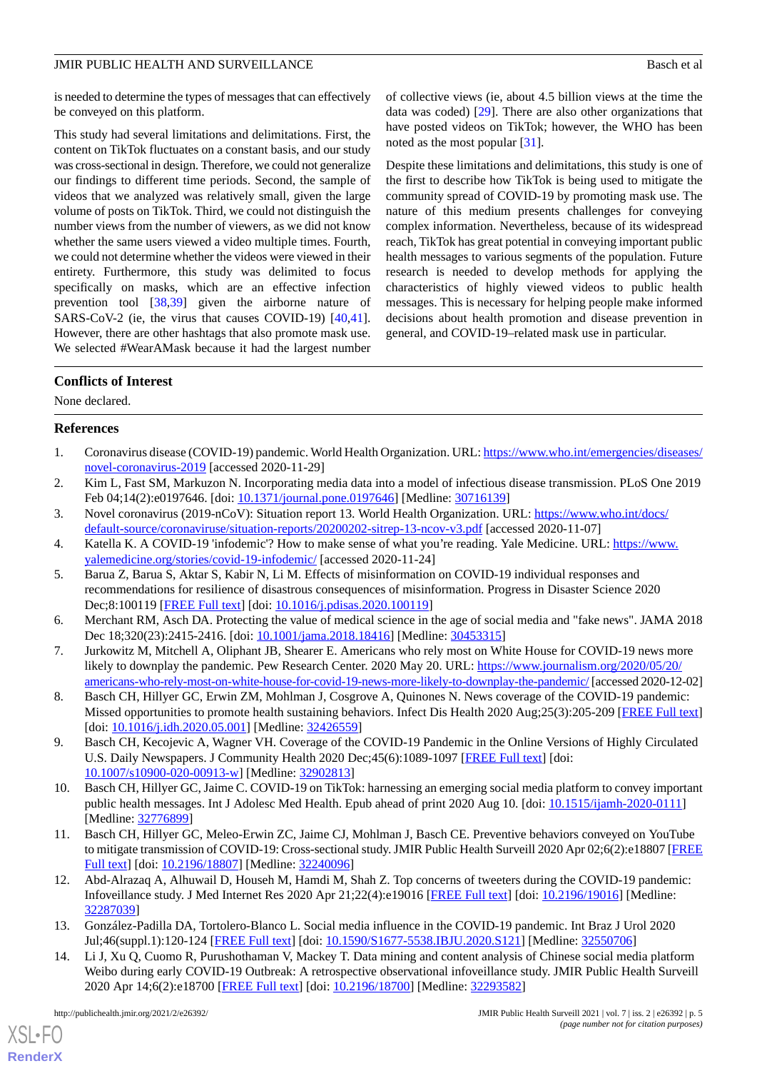is needed to determine the types of messages that can effectively be conveyed on this platform.

This study had several limitations and delimitations. First, the content on TikTok fluctuates on a constant basis, and our study was cross-sectional in design. Therefore, we could not generalize our findings to different time periods. Second, the sample of videos that we analyzed was relatively small, given the large volume of posts on TikTok. Third, we could not distinguish the number views from the number of viewers, as we did not know whether the same users viewed a video multiple times. Fourth, we could not determine whether the videos were viewed in their entirety. Furthermore, this study was delimited to focus specifically on masks, which are an effective infection prevention tool [38,39] given the airborne nature of SARS-CoV-2 (ie, the virus that causes COVID-19) [40,41]. However, there are other hashtags that also promote mask use. We selected #WearAMask because it had the largest number of collective views (ie, about 4.5 billion views at the time the data was coded) [29]. There are also other organizations that have posted videos on TikTok; however, the WHO has been noted as the most popular [31].

Despite these limitations and delimitations, this study is one of the first to describe how TikTok is being used to mitigate the community spread of COVID-19 by promoting mask use. The nature of this medium presents challenges for conveying complex information. Nevertheless, because of its widespread reach, TikTok has great potential in conveying important public health messages to various segments of the population. Future research is needed to develop methods for applying the characteristics of highly viewed videos to public health messages. This is necessary for helping people make informed decisions about health promotion and disease prevention in general, and COVID-19–related mask use in particular.

## Conflicts of Interest

None declared.

## References

1. Coronavirus disease (COVID-19) pandemic. World Health Organization. URL: https://www.who.int/emergencies/diseases/novel-coronavirus-2019 [accessed 2020-11-29]
2. Kim L, Fast SM, Markuzon N. Incorporating media data into a model of infectious disease transmission. PLoS One 2019 Feb 04;14(2):e0197646. [doi: 10.1371/journal.pone.0197646] [Medline: 30716139]
3. Novel coronavirus (2019-nCoV): Situation report 13. World Health Organization. URL: https://www.who.int/docs/default-source/coronaviruse/situation-reports/20200202-sitrep-13-ncov-v3.pdf [accessed 2020-11-07]
4. Katella K. A COVID-19 'infodemic'? How to make sense of what you're reading. Yale Medicine. URL: https://www.yalemedicine.org/stories/covid-19-infodemic/ [accessed 2020-11-24]
5. Barua Z, Barua S, Aktar S, Kabir N, Li M. Effects of misinformation on COVID-19 individual responses and recommendations for resilience of disastrous consequences of misinformation. Progress in Disaster Science 2020 Dec;8:100119 [FREE Full text] [doi: 10.1016/j.pdisas.2020.100119]
6. Merchant RM, Asch DA. Protecting the value of medical science in the age of social media and "fake news". JAMA 2018 Dec 18;320(23):2415-2416. [doi: 10.1001/jama.2018.18416] [Medline: 30453315]
7. Jurkowitz M, Mitchell A, Oliphant JB, Shearer E. Americans who rely most on White House for COVID-19 news more likely to downplay the pandemic. Pew Research Center. 2020 May 20. URL: https://www.journalism.org/2020/05/20/americans-who-rely-most-on-white-house-for-covid-19-news-more-likely-to-downplay-the-pandemic/ [accessed 2020-12-02]
8. Basch CH, Hillyer GC, Erwin ZM, Mohlman J, Cosgrove A, Quinones N. News coverage of the COVID-19 pandemic: Missed opportunities to promote health sustaining behaviors. Infect Dis Health 2020 Aug;25(3):205-209 [FREE Full text] [doi: 10.1016/j.idh.2020.05.001] [Medline: 32426559]
9. Basch CH, Kecojevic A, Wagner VH. Coverage of the COVID-19 Pandemic in the Online Versions of Highly Circulated U.S. Daily Newspapers. J Community Health 2020 Dec;45(6):1089-1097 [FREE Full text] [doi: 10.1007/s10900-020-00913-w] [Medline: 32902813]
10. Basch CH, Hillyer GC, Jaime C. COVID-19 on TikTok: harnessing an emerging social media platform to convey important public health messages. Int J Adolesc Med Health. Epub ahead of print 2020 Aug 10. [doi: 10.1515/ijamh-2020-0111] [Medline: 32776899]
11. Basch CH, Hillyer GC, Meleo-Erwin ZC, Jaime CJ, Mohlman J, Basch CE. Preventive behaviors conveyed on YouTube to mitigate transmission of COVID-19: Cross-sectional study. JMIR Public Health Surveill 2020 Apr 02;6(2):e18807 [FREE Full text] [doi: 10.2196/18807] [Medline: 32240096]
12. Abd-Alrazaq A, Alhuwail D, Househ M, Hamdi M, Shah Z. Top concerns of tweeters during the COVID-19 pandemic: Infoveillance study. J Med Internet Res 2020 Apr 21;22(4):e19016 [FREE Full text] [doi: 10.2196/19016] [Medline: 32287039]
13. González-Padilla DA, Tortolero-Blanco L. Social media influence in the COVID-19 pandemic. Int Braz J Urol 2020 Jul;46(suppl.1):120-124 [FREE Full text] [doi: 10.1590/S1677-5538.IBJU.2020.S121] [Medline: 32550706]
14. Li J, Xu Q, Cuomo R, Purushothaman V, Mackey T. Data mining and content analysis of Chinese social media platform Weibo during early COVID-19 Outbreak: A retrospective observational infoveillance study. JMIR Public Health Surveill 2020 Apr 14;6(2):e18700 [FREE Full text] [doi: 10.2196/18700] [Medline: 32293582]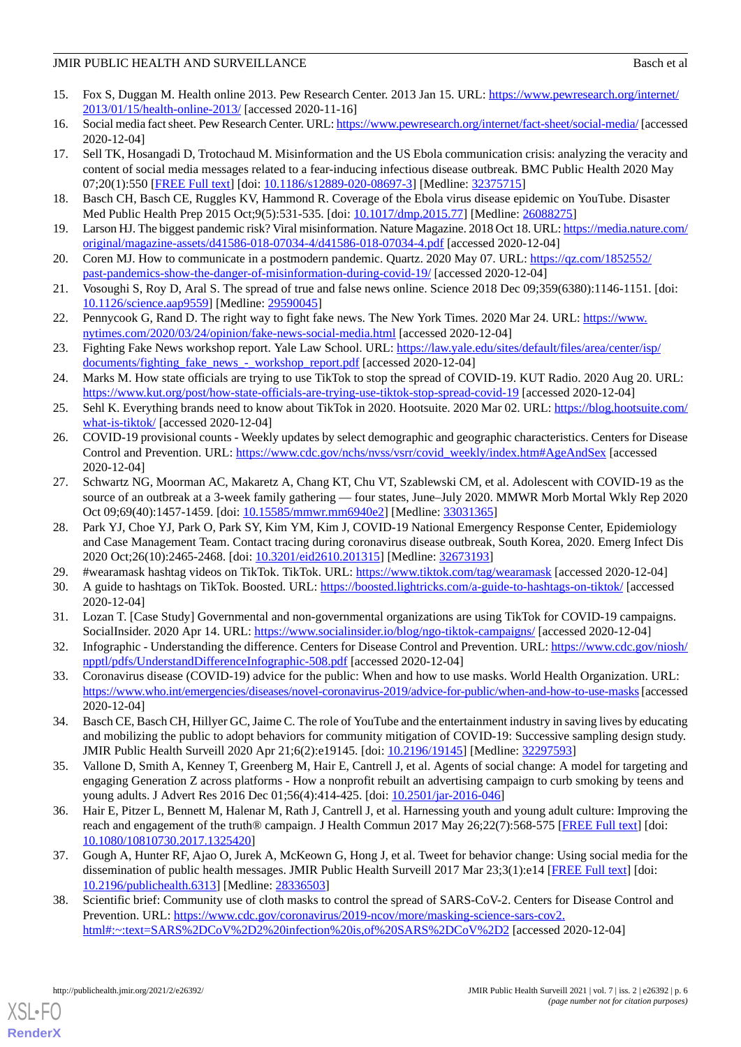15. Fox S, Duggan M. Health online 2013. Pew Research Center. 2013 Jan 15. URL: https://www.pewresearch.org/internet/2013/01/15/health-online-2013/ [accessed 2020-11-16]
16. Social media fact sheet. Pew Research Center. URL: https://www.pewresearch.org/internet/fact-sheet/social-media/ [accessed 2020-12-04]
17. Sell TK, Hosangadi D, Trotochaud M. Misinformation and the US Ebola communication crisis: analyzing the veracity and content of social media messages related to a fear-inducing infectious disease outbreak. BMC Public Health 2020 May 07;20(1):550 [FREE Full text] [doi: 10.1186/s12889-020-08697-3] [Medline: 32375715]
18. Basch CH, Basch CE, Ruggles KV, Hammond R. Coverage of the Ebola virus disease epidemic on YouTube. Disaster Med Public Health Prep 2015 Oct;9(5):531-535. [doi: 10.1017/dmp.2015.77] [Medline: 26088275]
19. Larson HJ. The biggest pandemic risk? Viral misinformation. Nature Magazine. 2018 Oct 18. URL: https://media.nature.com/original/magazine-assets/d41586-018-07034-4/d41586-018-07034-4.pdf [accessed 2020-12-04]
20. Coren MJ. How to communicate in a postmodern pandemic. Quartz. 2020 May 07. URL: https://qz.com/1852552/past-pandemics-show-the-danger-of-misinformation-during-covid-19/ [accessed 2020-12-04]
21. Vosoughi S, Roy D, Aral S. The spread of true and false news online. Science 2018 Dec 09;359(6380):1146-1151. [doi: 10.1126/science.aap9559] [Medline: 29590045]
22. Pennycook G, Rand D. The right way to fight fake news. The New York Times. 2020 Mar 24. URL: https://www.nytimes.com/2020/03/24/opinion/fake-news-social-media.html [accessed 2020-12-04]
23. Fighting Fake News workshop report. Yale Law School. URL: https://law.yale.edu/sites/default/files/area/center/isp/documents/fighting_fake_news_-_workshop_report.pdf [accessed 2020-12-04]
24. Marks M. How state officials are trying to use TikTok to stop the spread of COVID-19. KUT Radio. 2020 Aug 20. URL: https://www.kut.org/post/how-state-officials-are-trying-use-tiktok-stop-spread-covid-19 [accessed 2020-12-04]
25. Sehl K. Everything brands need to know about TikTok in 2020. Hootsuite. 2020 Mar 02. URL: https://blog.hootsuite.com/what-is-tiktok/ [accessed 2020-12-04]
26. COVID-19 provisional counts - Weekly updates by select demographic and geographic characteristics. Centers for Disease Control and Prevention. URL: https://www.cdc.gov/nchs/nvss/vsrr/covid_weekly/index.htm#AgeAndSex [accessed 2020-12-04]
27. Schwartz NG, Moorman AC, Makaretz A, Chang KT, Chu VT, Szablewski CM, et al. Adolescent with COVID-19 as the source of an outbreak at a 3-week family gathering — four states, June–July 2020. MMWR Morb Mortal Wkly Rep 2020 Oct 09;69(40):1457-1459. [doi: 10.15585/mmwr.mm6940e2] [Medline: 33031365]
28. Park YJ, Choe YJ, Park O, Park SY, Kim YM, Kim J, COVID-19 National Emergency Response Center, Epidemiology and Case Management Team. Contact tracing during coronavirus disease outbreak, South Korea, 2020. Emerg Infect Dis 2020 Oct;26(10):2465-2468. [doi: 10.3201/eid2610.201315] [Medline: 32673193]
29. #wearamask hashtag videos on TikTok. TikTok. URL: https://www.tiktok.com/tag/wearamask [accessed 2020-12-04]
30. A guide to hashtags on TikTok. Boosted. URL: https://boosted.lightricks.com/a-guide-to-hashtags-on-tiktok/ [accessed 2020-12-04]
31. Lozan T. [Case Study] Governmental and non-governmental organizations are using TikTok for COVID-19 campaigns. SocialInsider. 2020 Apr 14. URL: https://www.socialinsider.io/blog/ngo-tiktok-campaigns/ [accessed 2020-12-04]
32. Infographic - Understanding the difference. Centers for Disease Control and Prevention. URL: https://www.cdc.gov/niosh/npptl/pdfs/UnderstandDifferenceInfographic-508.pdf [accessed 2020-12-04]
33. Coronavirus disease (COVID-19) advice for the public: When and how to use masks. World Health Organization. URL: https://www.who.int/emergencies/diseases/novel-coronavirus-2019/advice-for-public/when-and-how-to-use-masks [accessed 2020-12-04]
34. Basch CE, Basch CH, Hillyer GC, Jaime C. The role of YouTube and the entertainment industry in saving lives by educating and mobilizing the public to adopt behaviors for community mitigation of COVID-19: Successive sampling design study. JMIR Public Health Surveill 2020 Apr 21;6(2):e19145. [doi: 10.2196/19145] [Medline: 32297593]
35. Vallone D, Smith A, Kenney T, Greenberg M, Hair E, Cantrell J, et al. Agents of social change: A model for targeting and engaging Generation Z across platforms - How a nonprofit rebuilt an advertising campaign to curb smoking by teens and young adults. J Advert Res 2016 Dec 01;56(4):414-425. [doi: 10.2501/jar-2016-046]
36. Hair E, Pitzer L, Bennett M, Halenar M, Rath J, Cantrell J, et al. Harnessing youth and young adult culture: Improving the reach and engagement of the truth® campaign. J Health Commun 2017 May 26;22(7):568-575 [FREE Full text] [doi: 10.1080/10810730.2017.1325420]
37. Gough A, Hunter RF, Ajao O, Jurek A, McKeown G, Hong J, et al. Tweet for behavior change: Using social media for the dissemination of public health messages. JMIR Public Health Surveill 2017 Mar 23;3(1):e14 [FREE Full text] [doi: 10.2196/publichealth.6313] [Medline: 28336503]
38. Scientific brief: Community use of cloth masks to control the spread of SARS-CoV-2. Centers for Disease Control and Prevention. URL: https://www.cdc.gov/coronavirus/2019-ncov/more/masking-science-sars-cov2.html#:~:text=SARS%2DCoV%2D2%20infection%20is,of%20SARS%2DCoV%2D2 [accessed 2020-12-04]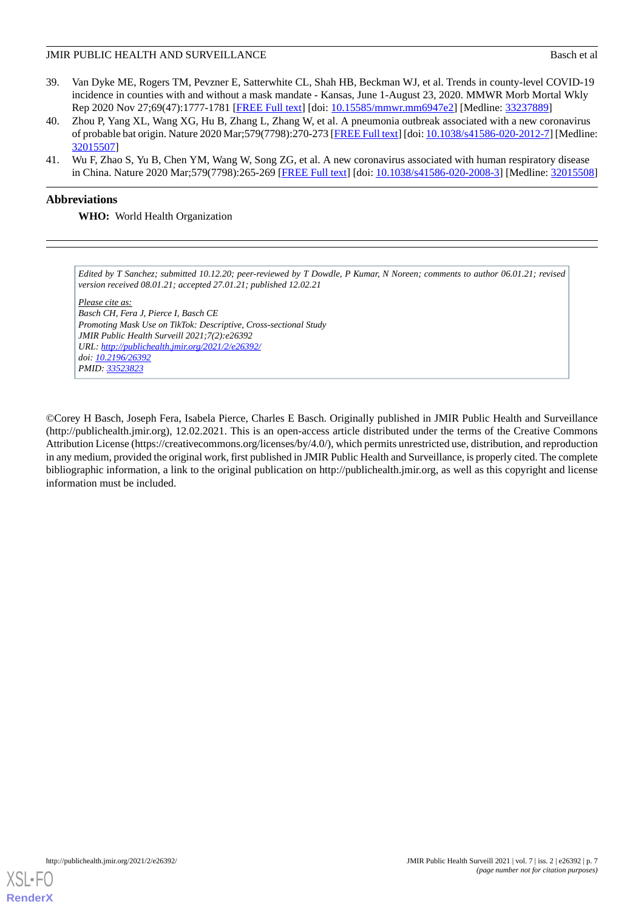39. Van Dyke ME, Rogers TM, Pevzner E, Satterwhite CL, Shah HB, Beckman WJ, et al. Trends in county-level COVID-19 incidence in counties with and without a mask mandate - Kansas, June 1-August 23, 2020. MMWR Morb Mortal Wkly Rep 2020 Nov 27;69(47):1777-1781 [FREE Full text] [doi: 10.15585/mmwr.mm6947e2] [Medline: 33237889]
40. Zhou P, Yang XL, Wang XG, Hu B, Zhang L, Zhang W, et al. A pneumonia outbreak associated with a new coronavirus of probable bat origin. Nature 2020 Mar;579(7798):270-273 [FREE Full text] [doi: 10.1038/s41586-020-2012-7] [Medline: 32015507]
41. Wu F, Zhao S, Yu B, Chen YM, Wang W, Song ZG, et al. A new coronavirus associated with human respiratory disease in China. Nature 2020 Mar;579(7798):265-269 [FREE Full text] [doi: 10.1038/s41586-020-2008-3] [Medline: 32015508]

## Abbreviations

**WHO:** World Health Organization

*Edited by T Sanchez; submitted 10.12.20; peer-reviewed by T Dowdle, P Kumar, N Noreen; comments to author 06.01.21; revised version received 08.01.21; accepted 27.01.21; published 12.02.21*

*Please cite as:*
*Basch CH, Fera J, Pierce I, Basch CE*
*Promoting Mask Use on TikTok: Descriptive, Cross-sectional Study*
*JMIR Public Health Surveill 2021;7(2):e26392*
*URL: http://publichealth.jmir.org/2021/2/e26392/*
*doi: 10.2196/26392*
*PMID: 33523823*

©Corey H Basch, Joseph Fera, Isabela Pierce, Charles E Basch. Originally published in JMIR Public Health and Surveillance (http://publichealth.jmir.org), 12.02.2021. This is an open-access article distributed under the terms of the Creative Commons Attribution License (https://creativecommons.org/licenses/by/4.0/), which permits unrestricted use, distribution, and reproduction in any medium, provided the original work, first published in JMIR Public Health and Surveillance, is properly cited. The complete bibliographic information, a link to the original publication on http://publichealth.jmir.org, as well as this copyright and license information must be included.